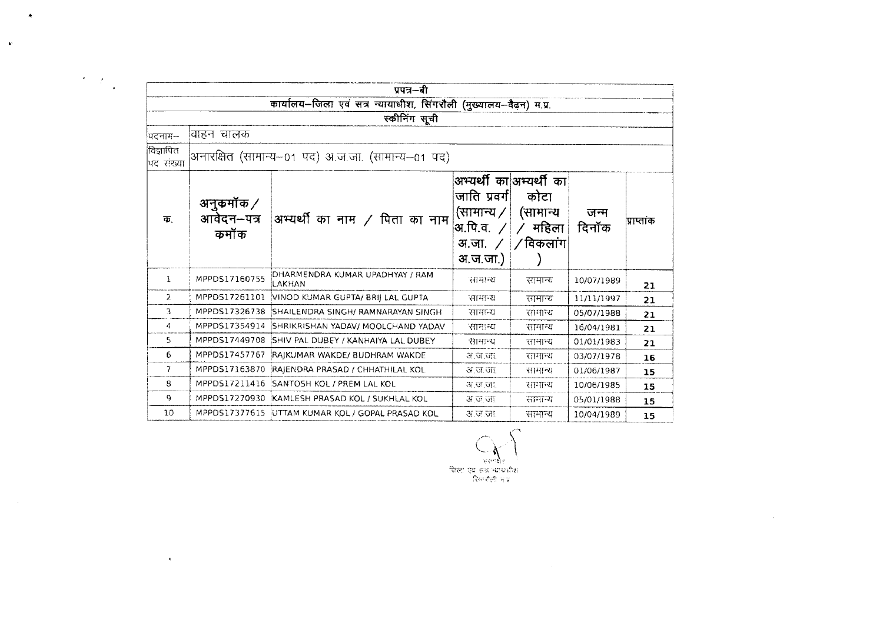# प्रपत्र–बी

## कार्यालय–जिला एवं सत्र न्यायाधीश, सिंगरौली (मुख्यालय–वैढ़न) म.प्र.

### स्कीनिंग सूची

पदनाम– वाहन चालक

विज्ञापित पद संख्या: अनारक्षित (सामान्य–01 पद) अ.ज.जा. (सामान्य–01 पद)

| क. | अनुकमॉक / आवेदन–पत्र कमॉक | अभ्यर्थी का नाम / पिता का नाम | अभ्यर्थी का जाति प्रवर्ग (सामान्य / अ.पि.व. / अ.जा. / अ.ज.जा.) | अभ्यर्थी का कोटा (सामान्य / महिला / विकलांग) | जन्म दिनॉक | प्राप्तांक |
|---|---|---|---|---|---|---|
| 1 | MPPDS17160755 | DHARMENDRA KUMAR UPADHYAY / RAM LAKHAN | सामान्य | सामान्य | 10/07/1989 | 21 |
| 2 | MPPDS17261101 | VINOD KUMAR GUPTA/ BRIJ LAL GUPTA | सामान्य | सामान्य | 11/11/1997 | 21 |
| 3 | MPPDS17326738 | SHAILENDRA SINGH/ RAMNARAYAN SINGH | सामान्य | सामान्य | 05/07/1988 | 21 |
| 4 | MPPDS17354914 | SHRIKRISHAN YADAV/ MOOLCHAND YADAV | सामान्य | सामान्य | 16/04/1981 | 21 |
| 5 | MPPDS17449708 | SHIV PAL DUBEY / KANHAIYA LAL DUBEY | सामान्य | सामान्य | 01/01/1983 | 21 |
| 6 | MPPDS17457767 | RAJKUMAR WAKDE/ BUDHRAM WAKDE | अ.ज.जा. | सामान्य | 03/07/1978 | 16 |
| 7 | MPPDS17163870 | RAJENDRA PRASAD / CHHATHILAL KOL | अ.ज.जा. | सामान्य | 01/06/1987 | 15 |
| 8 | MPPDS17211416 | SANTOSH KOL / PREM LAL KOL | अ.ज.जा. | सामान्य | 10/06/1985 | 15 |
| 9 | MPPDS17270930 | KAMLESH PRASAD KOL / SUKHLAL KOL | अ.ज.जा. | सामान्य | 05/01/1988 | 15 |
| 10 | MPPDS17377615 | UTTAM KUMAR KOL / GOPAL PRASAD KOL | अ.ज.जा. | सामान्य | 10/04/1989 | 15 |

हस्ताक्षर
जिला एवं सत्र न्यायाधीश
सिंगरौली म.प्र.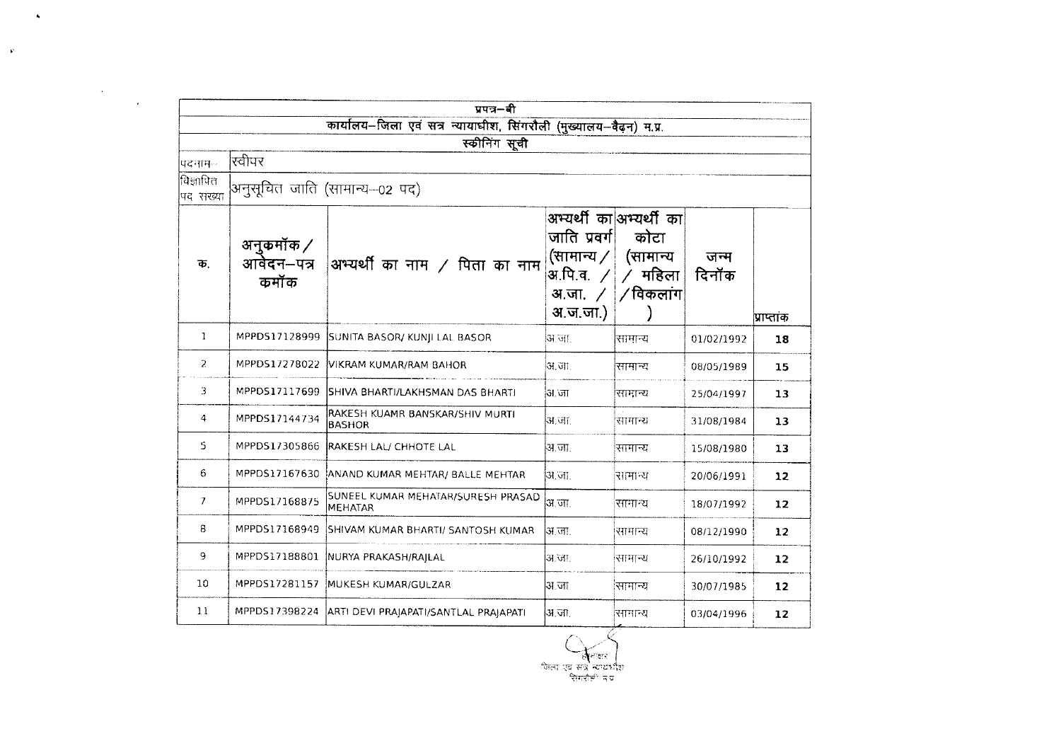## प्रपत्र–बी

### कार्यालय–जिला एवं सत्र न्यायाधीश, सिंगरौली (मुख्यालय–वैढ़न) म.प्र.

### स्कीनिंग सूची

| | |
|---|---|
| पदनाम– | स्वीपर |
| विज्ञापित पद संख्या | अनुसूचित जाति (सामान्य–02 पद) |

| क. | अनुकमॉक / आवेदन–पत्र कमॉक | अभ्यर्थी का नाम / पिता का नाम | अभ्यर्थी का जाति प्रवर्ग (सामान्य / अ.पि.व. / अ.जा. / अ.ज.जा.) | अभ्यर्थी का कोटा (सामान्य / महिला / विकलांग ) | जन्म दिनॉक | प्राप्तांक |
|---|---|---|---|---|---|---|
| 1 | MPPDS17128999 | SUNITA BASOR/ KUNJI LAL BASOR | अ.जा. | सामान्य | 01/02/1992 | 18 |
| 2 | MPPDS17278022 | VIKRAM KUMAR/RAM BAHOR | अ.जा. | सामान्य | 08/05/1989 | 15 |
| 3 | MPPDS17117699 | SHIVA BHARTI/LAKHSMAN DAS BHARTI | अ.जा | सामान्य | 25/04/1997 | 13 |
| 4 | MPPDS17144734 | RAKESH KUAMR BANSKAR/SHIV MURTI BASHOR | अ.जा. | सामान्य | 31/08/1984 | 13 |
| 5 | MPPDS17305866 | RAKESH LAL/ CHHOTE LAL | अ.जा. | सामान्य | 15/08/1980 | 13 |
| 6 | MPPDS17167630 | ANAND KUMAR MEHTAR/ BALLE MEHTAR | अ.जा. | सामान्य | 20/06/1991 | 12 |
| 7 | MPPDS17168875 | SUNEEL KUMAR MEHATAR/SURESH PRASAD MEHATAR | अ.जा. | सामान्य | 18/07/1992 | 12 |
| 8 | MPPDS17168949 | SHIVAM KUMAR BHARTI/ SANTOSH KUMAR | अ.जा. | सामान्य | 08/12/1990 | 12 |
| 9 | MPPDS17188801 | NURYA PRAKASH/RAJLAL | अ.जा. | सामान्य | 26/10/1992 | 12 |
| 10 | MPPDS17281157 | MUKESH KUMAR/GULZAR | अ.जा | सामान्य | 30/07/1985 | 12 |
| 11 | MPPDS17398224 | ARTI DEVI PRAJAPATI/SANTLAL PRAJAPATI | अ.जा. | सामान्य | 03/04/1996 | 12 |

जिला एवं सत्र न्यायाधीश
सिंगरौली म.प्र.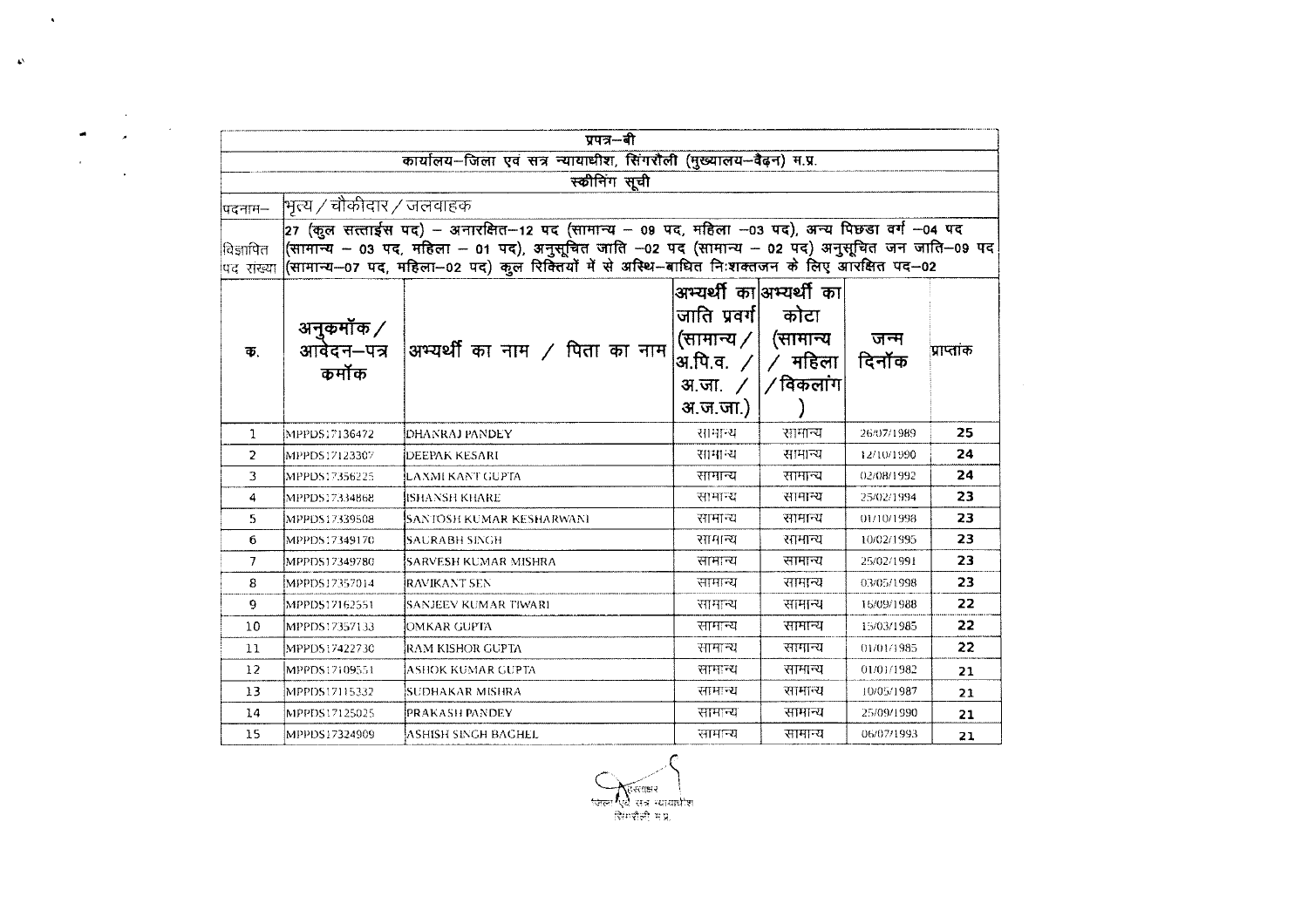## प्रपत्र–बी

## कार्यालय–जिला एवं सत्र न्यायाधीश, सिंगरौली (मुख्यालय–वैढ़न) म.प्र.

### स्क्रीनिंग सूची

पदनाम– भृत्य / चौकीदार / जलवाहक

विज्ञापित पद संख्या– 27 (कुल सत्ताईस पद) – अनारक्षित–12 पद (सामान्य – 09 पद, महिला –03 पद), अन्य पिछड़ा वर्ग –04 पद (सामान्य – 03 पद, महिला – 01 पद), अनुसूचित जाति –02 पद (सामान्य – 02 पद) अनुसूचित जन जाति–09 पद (सामान्य–07 पद, महिला–02 पद) कुल रिक्तियों में से अस्थि–बाधित निःशक्तजन के लिए आरक्षित पद–02

| क्र. | अनुक्रमांक / आवेदन–पत्र क्रमांक | अभ्यर्थी का नाम / पिता का नाम | अभ्यर्थी का जाति प्रवर्ग (सामान्य / अ.पि.व. / अ.जा. / अ.ज.जा.) | अभ्यर्थी का कोटा (सामान्य / महिला / विकलांग) | जन्म दिनाँक | प्राप्तांक |
|---|---|---|---|---|---|---|
| 1 | MPPDS17136472 | DHANRAJ PANDEY | सामान्य | सामान्य | 26/07/1989 | 25 |
| 2 | MPPDS17123307 | DEEPAK KESARI | सामान्य | सामान्य | 12/10/1990 | 24 |
| 3 | MPPDS17356225 | LAXMI KANT GUPTA | सामान्य | सामान्य | 02/08/1992 | 24 |
| 4 | MPPDS17334868 | ISHANSH KHARE | सामान्य | सामान्य | 25/02/1994 | 23 |
| 5 | MPPDS17339508 | SANTOSH KUMAR KESHARWANI | सामान्य | सामान्य | 01/10/1998 | 23 |
| 6 | MPPDS17349170 | SAURABH SINGH | सामान्य | सामान्य | 10/02/1995 | 23 |
| 7 | MPPDS17349780 | SARVESH KUMAR MISHRA | सामान्य | सामान्य | 25/02/1991 | 23 |
| 8 | MPPDS17357014 | RAVIKANT SEN | सामान्य | सामान्य | 03/05/1998 | 23 |
| 9 | MPPDS17162551 | SANJEEV KUMAR TIWARI | सामान्य | सामान्य | 16/09/1988 | 22 |
| 10 | MPPDS17357133 | OMKAR GUPTA | सामान्य | सामान्य | 15/03/1985 | 22 |
| 11 | MPPDS17422730 | RAM KISHOR GUPTA | सामान्य | सामान्य | 01/01/1985 | 22 |
| 12 | MPPDS17109551 | ASHOK KUMAR GUPTA | सामान्य | सामान्य | 01/01/1982 | 21 |
| 13 | MPPDS17115332 | SUDHAKAR MISHRA | सामान्य | सामान्य | 10/05/1987 | 21 |
| 14 | MPPDS17125025 | PRAKASH PANDEY | सामान्य | सामान्य | 25/09/1990 | 21 |
| 15 | MPPDS17324909 | ASHISH SINGH BAGHEL | सामान्य | सामान्य | 06/07/1993 | 21 |

हस्ताक्षर
जिला एवं सत्र न्यायाधीश
सिंगरौली म.प्र.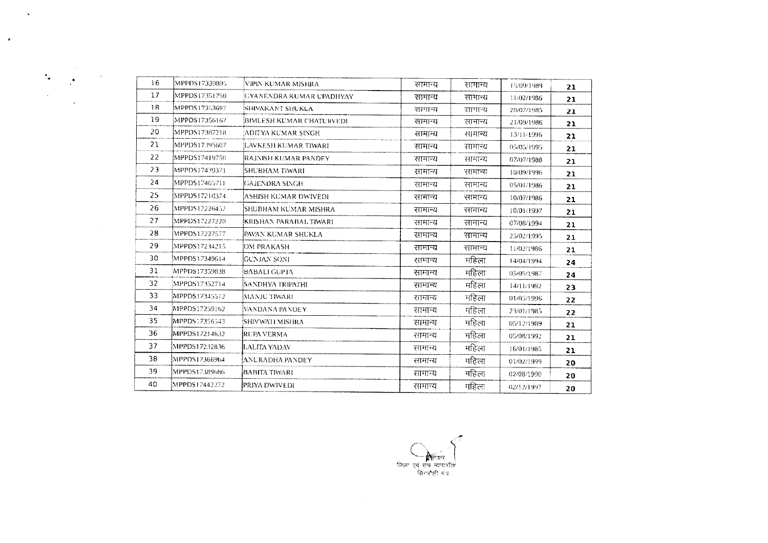| 16 | MPPDS17339805 | VIPIN KUMAR MISHRA | सामान्य | सामान्य | 15/09/1989 | 21 |
|---|---|---|---|---|---|---|
| 17 | MPPDS17351750 | GYANENDRA KUMAR UPADHYAY | सामान्य | सामान्य | 11/02/1986 | 21 |
| 18 | MPPDS17353697 | SHIVAKANT SHUKLA | सामान्य | सामान्य | 20/07/1985 | 21 |
| 19 | MPPDS17356167 | BIMLESH KUMAR CHATURVEDI | सामान्य | सामान्य | 21/09/1986 | 21 |
| 20 | MPPDS17387218 | ADITYA KUMAR SINGH | सामान्य | सामान्य | 13/11/1996 | 21 |
| 21 | MPPDS17395607 | LAVKESH KUMAR TIWARI | सामान्य | सामान्य | 05/05/1995 | 21 |
| 22 | MPPDS17419750 | RAJNISH KUMAR PANDEY | सामान्य | सामान्य | 07/07/1988 | 21 |
| 23 | MPPDS17439371 | SHUBHAM TIWARI | सामान्य | सामान्य | 10/09/1996 | 21 |
| 24 | MPPDS17465711 | GAJENDRA SINGH | सामान्य | सामान्य | 05/01/1986 | 21 |
| 25 | MPPDS17210374 | ASHISH KUMAR DWIVEDI | सामान्य | सामान्य | 10/07/1986 | 21 |
| 26 | MPPDS17226452 | SHUBHAM KUMAR MISHRA | सामान्य | सामान्य | 10/01/1997 | 21 |
| 27 | MPPDS17227220 | KRISHAN PARABAL TIWARI | सामान्य | सामान्य | 07/08/1994 | 21 |
| 28 | MPPDS17227577 | PAVAN KUMAR SHUKLA | सामान्य | सामान्य | 25/02/1995 | 21 |
| 29 | MPPDS17234215 | OM PRAKASH | सामान्य | सामान्य | 11/02/1986 | 21 |
| 30 | MPPDS17349614 | GUNJAN SONI | सामान्य | महिला | 14/04/1994 | 24 |
| 31 | MPPDS17350838 | BABALI GUPTA | सामान्य | महिला | 05/05/1987 | 24 |
| 32 | MPPDS17352714 | SANDHYA TRIPATHI | सामान्य | महिला | 14/11/1992 | 23 |
| 33 | MPPDS17345572 | MANJU TIWARI | सामान्य | महिला | 01/05/1996 | 22 |
| 34 | MPPDS17259162 | VANDANA PANDEY | सामान्य | महिला | 23/01/1985 | 22 |
| 35 | MPPDS17356543 | SHIVWATI MISHRA | सामान्य | महिला | 05/12/1989 | 21 |
| 36 | MPPDS17214632 | RUPA VERMA | सामान्य | महिला | 05/08/1992 | 21 |
| 37 | MPPDS17232836 | LALITA YADAV | सामान्य | महिला | 16/01/1985 | 21 |
| 38 | MPPDS17366964 | ANURADHA PANDEY | सामान्य | महिला | 01/02/1999 | 20 |
| 39 | MPPDS17389686 | BABITA TIWARI | सामान्य | महिला | 02/08/1990 | 20 |
| 40 | MPPDS17442272 | PRIYA DWIVEDI | सामान्य | महिला | 02/12/1997 | 20 |

जिला एवं सत्र न्यायाधीश
सिंगरौली म.प्र.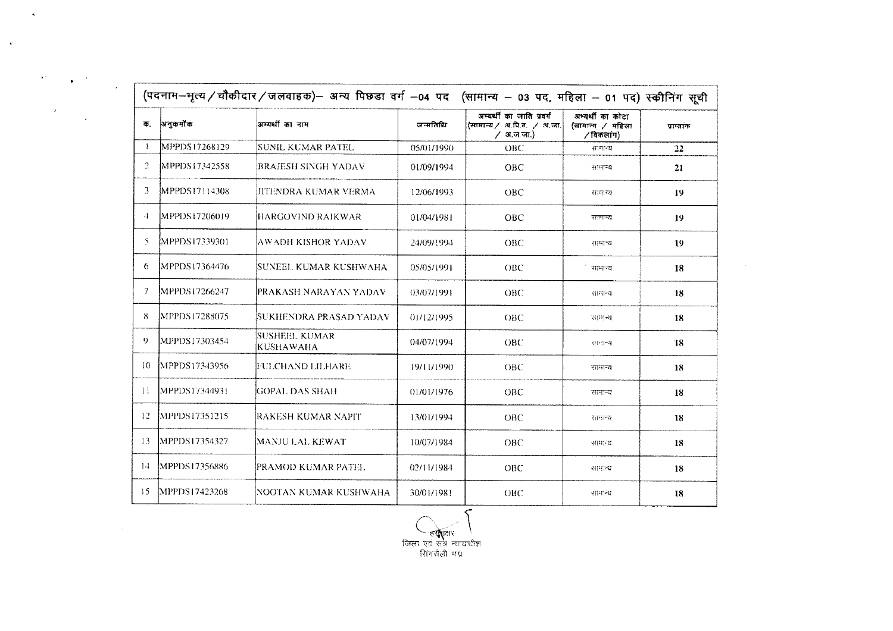(पदनाम–भृत्य/चौकीदार/जलवाहक)– अन्य पिछड़ा वर्ग –04 पद (सामान्य – 03 पद, महिला – 01 पद) स्क्रीनिंग सूची

| क. | अनुक्रमांक | अभ्यर्थी का नाम | जन्मतिथि | अभ्यर्थी का जाति प्रवर्ग (सामान्य / अ.पि.व. / अ.जा. / अ.ज.जा.) | अभ्यर्थी का कोटा (सामान्य / महिला / विकलांग) | प्राप्तांक |
|---|---|---|---|---|---|---|
| 1 | MPPDS17268129 | SUNIL KUMAR PATEL | 05/01/1990 | OBC | सामान्य | 22 |
| 2 | MPPDS17342558 | BRAJESH SINGH YADAV | 01/09/1994 | OBC | सामान्य | 21 |
| 3 | MPPDS17114308 | JITENDRA KUMAR VERMA | 12/06/1993 | OBC | सामान्य | 19 |
| 4 | MPPDS17206019 | HARGOVIND RAIKWAR | 01/04/1981 | OBC | सामान्य | 19 |
| 5 | MPPDS17339301 | AWADH KISHOR YADAV | 24/09/1994 | OBC | सामान्य | 19 |
| 6 | MPPDS17364476 | SUNEEL KUMAR KUSHWAHA | 05/05/1991 | OBC | सामान्य | 18 |
| 7 | MPPDS17266247 | PRAKASH NARAYAN YADAV | 03/07/1991 | OBC | सामान्य | 18 |
| 8 | MPPDS17288075 | SUKHENDRA PRASAD YADAV | 01/12/1995 | OBC | सामान्य | 18 |
| 9 | MPPDS17303454 | SUSHEEL KUMAR KUSHAWAHA | 04/07/1994 | OBC | सामान्य | 18 |
| 10 | MPPDS17343956 | FULCHAND LILHARE | 19/11/1990 | OBC | सामान्य | 18 |
| 11 | MPPDS17344931 | GOPAL DAS SHAH | 01/01/1976 | OBC | सामान्य | 18 |
| 12 | MPPDS17351215 | RAKESH KUMAR NAPIT | 13/01/1994 | OBC | सामान्य | 18 |
| 13 | MPPDS17354327 | MANJU LAL KEWAT | 10/07/1984 | OBC | सामान्य | 18 |
| 14 | MPPDS17356886 | PRAMOD KUMAR PATEL | 02/11/1984 | OBC | सामान्य | 18 |
| 15 | MPPDS17423268 | NOOTAN KUMAR KUSHWAHA | 30/01/1981 | OBC | सामान्य | 18 |

हस्ताक्षर
जिला एवं सत्र न्यायाधीश
सिंगरौली म.प्र.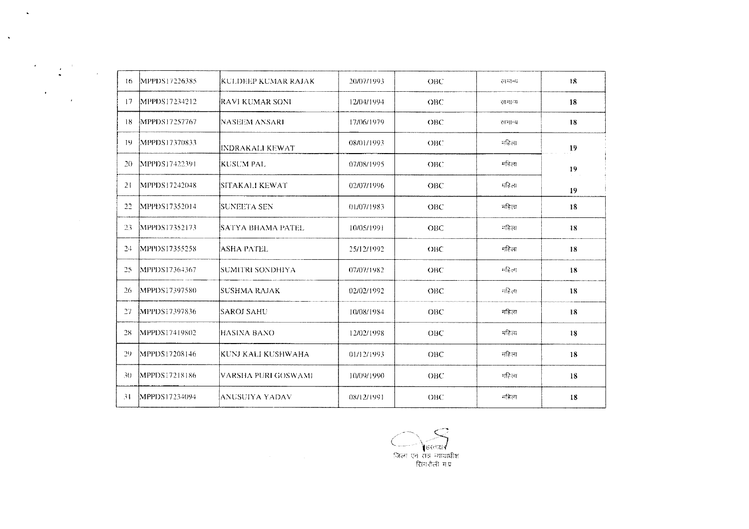| 16 | MPPDS17226385 | KULDEEP KUMAR RAJAK | 20/07/1993 | OBC | सामान्य | 18 |
|---|---|---|---|---|---|---|
| 17 | MPPDS17234212 | RAVI KUMAR SONI | 12/04/1994 | OBC | सामान्य | 18 |
| 18 | MPPDS17257767 | NASEEM ANSARI | 17/06/1979 | OBC | सामान्य | 18 |
| 19 | MPPDS17370833 | INDRAKALI KEWAT | 08/01/1993 | OBC | महिला | 19 |
| 20 | MPPDS17422391 | KUSUM PAL | 07/08/1995 | OBC | महिला | 19 |
| 21 | MPPDS17242048 | SITAKALI KEWAT | 02/07/1996 | OBC | महिला | 19 |
| 22 | MPPDS17352014 | SUNEETA SEN | 01/07/1983 | OBC | महिला | 18 |
| 23 | MPPDS17352173 | SATYA BHAMA PATEL | 10/05/1991 | OBC | महिला | 18 |
| 24 | MPPDS17355258 | ASHA PATEL | 25/12/1992 | OBC | महिला | 18 |
| 25 | MPPDS17364367 | SUMITRI SONDHIYA | 07/07/1982 | OBC | महिला | 18 |
| 26 | MPPDS17397580 | SUSHMA RAJAK | 02/02/1992 | OBC | महिला | 18 |
| 27 | MPPDS17397836 | SAROJ SAHU | 10/08/1984 | OBC | महिला | 18 |
| 28 | MPPDS17419802 | HASINA BANO | 12/02/1998 | OBC | महिला | 18 |
| 29 | MPPDS17208146 | KUNJ KALI KUSHWAHA | 01/12/1993 | OBC | महिला | 18 |
| 30 | MPPDS17218186 | VARSHA PURI GOSWAMI | 10/09/1990 | OBC | महिला | 18 |
| 31 | MPPDS17234094 | ANUSUIYA YADAV | 08/12/1991 | OBC | महिला | 18 |

हस्ताक्षर
जिला एवं सत्र न्यायाधीश
सिंगरौली म.प्र.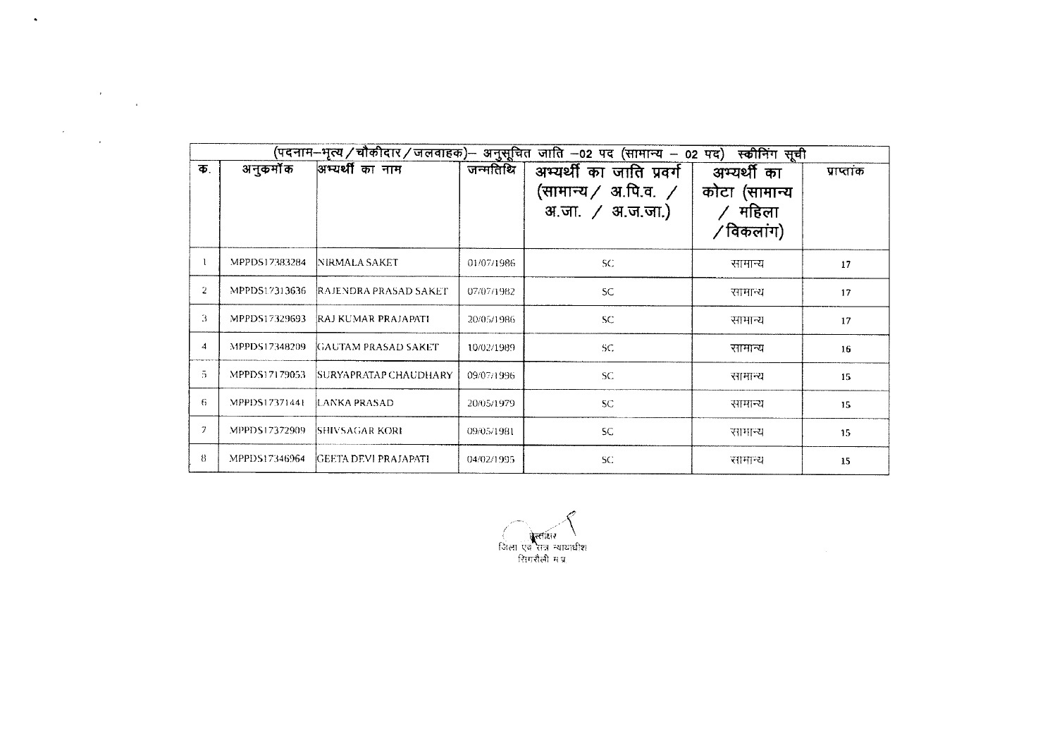| (पदनाम–भृत्य / चौकीदार / जलवाहक)– अनुसूचित जाति –02 पद (सामान्य – 02 पद) स्क्रीनिंग सूची | | | | | | |
|---|---|---|---|---|---|---|
| क. | अनुक्रमांक | अभ्यर्थी का नाम | जन्मतिथि | अभ्यर्थी का जाति प्रवर्ग (सामान्य / अ.पि.व. / अ.जा. / अ.ज.जा.) | अभ्यर्थी का कोटा (सामान्य / महिला / विकलांग) | प्राप्तांक |
| 1 | MPPDS17383284 | NIRMALA SAKET | 01/07/1986 | SC | सामान्य | 17 |
| 2 | MPPDS17313636 | RAJENDRA PRASAD SAKET | 07/07/1982 | SC | सामान्य | 17 |
| 3 | MPPDS17329693 | RAJ KUMAR PRAJAPATI | 20/05/1986 | SC | सामान्य | 17 |
| 4 | MPPDS17348209 | GAUTAM PRASAD SAKET | 10/02/1989 | SC | सामान्य | 16 |
| 5 | MPPDS17179053 | SURYAPRATAP CHAUDHARY | 09/07/1996 | SC | सामान्य | 15 |
| 6 | MPPDS17371441 | LANKA PRASAD | 20/05/1979 | SC | सामान्य | 15 |
| 7 | MPPDS17372909 | SHIVSAGAR KORI | 09/05/1981 | SC | सामान्य | 15 |
| 8 | MPPDS17346964 | GEETA DEVI PRAJAPATI | 04/02/1995 | SC | सामान्य | 15 |

हस्ताक्षर
जिला एवं सत्र न्यायाधीश
सिंगरौली म.प्र.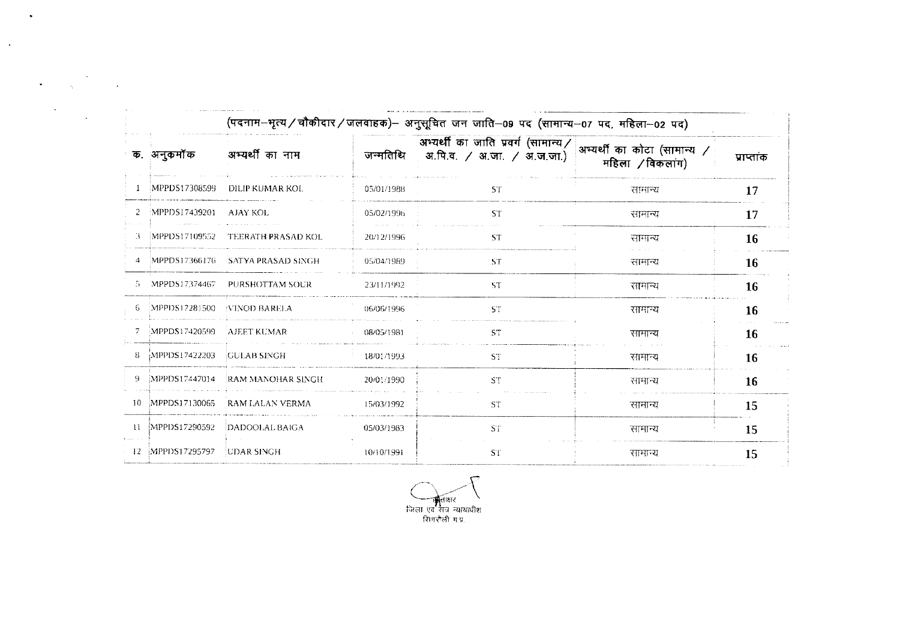| (पदनाम–भृत्य / चौकीदार / जलवाहक)– अनुसूचित जन जाति–09 पद (सामान्य–07 पद, महिला–02 पद) | | | | | | |
|---|---|---|---|---|---|---|
| क. | अनुकमॉक | अभ्यर्थी का नाम | जन्मतिथि | अभ्यर्थी का जाति प्रवर्ग (सामान्य / अ.पि.व. / अ.जा. / अ.ज.जा.) | अभ्यर्थी का कोटा (सामान्य / महिला / विकलांग) | प्राप्तांक |
| 1 | MPPDS17308599 | DILIP KUMAR KOL | 05/01/1988 | ST | सामान्य | **17** |
| 2 | MPPDS17439201 | AJAY KOL | 05/02/1996 | ST | सामान्य | **17** |
| 3 | MPPDS17109552 | TEERATH PRASAD KOL | 20/12/1996 | ST | सामान्य | **16** |
| 4 | MPPDS17366176 | SATYA PRASAD SINGH | 05/04/1989 | ST | सामान्य | **16** |
| 5 | MPPDS17374467 | PURSHOTTAM SOUR | 23/11/1992 | ST | सामान्य | **16** |
| 6 | MPPDS17281500 | VINOD BARELA | 06/06/1996 | ST | सामान्य | **16** |
| 7 | MPPDS17420599 | AJEET KUMAR | 08/05/1981 | ST | सामान्य | **16** |
| 8 | MPPDS17422203 | GULAB SINGH | 18/01/1993 | ST | सामान्य | **16** |
| 9 | MPPDS17447014 | RAM MANOHAR SINGH | 20/01/1990 | ST | सामान्य | **16** |
| 10 | MPPDS17130065 | RAM LALAN VERMA | 15/03/1992 | ST | सामान्य | **15** |
| 11 | MPPDS17290592 | DADOOLAL BAIGA | 05/03/1983 | ST | सामान्य | **15** |
| 12 | MPPDS17295797 | UDAR SINGH | 10/10/1991 | ST | सामान्य | **15** |

हस्ताक्षर
जिला एवं सत्र न्यायाधीश
सिंगरौली म.प्र.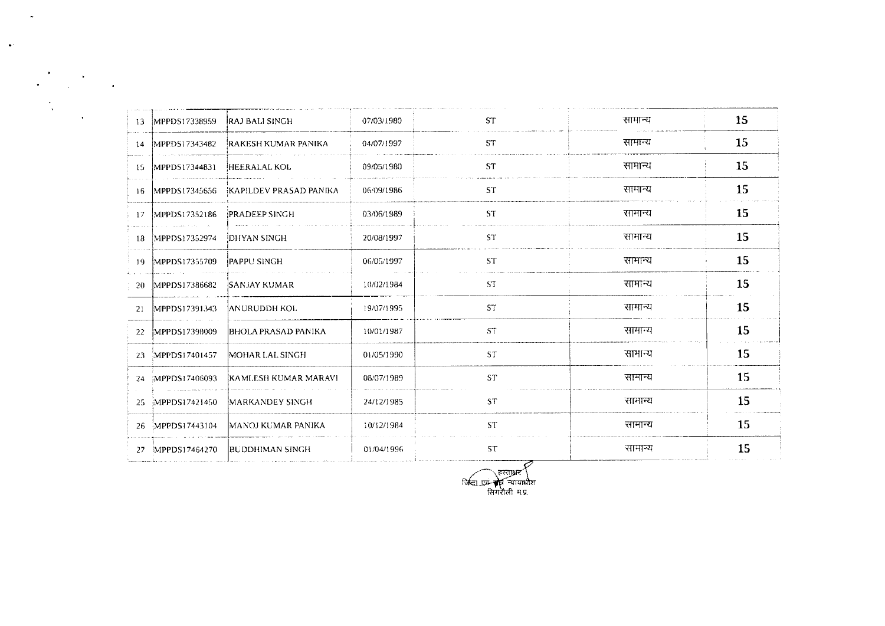| | | | | | | |
|---|---|---|---|---|---|---|
| 13 | MPPDS17338959 | RAJ BALI SINGH | 07/03/1980 | ST | सामान्य | 15 |
| 14 | MPPDS17343482 | RAKESH KUMAR PANIKA | 04/07/1997 | ST | सामान्य | 15 |
| 15 | MPPDS17344831 | HEERALAL KOL | 09/05/1980 | ST | सामान्य | 15 |
| 16 | MPPDS17345656 | KAPILDEV PRASAD PANIKA | 06/09/1986 | ST | सामान्य | 15 |
| 17 | MPPDS17352186 | PRADEEP SINGH | 03/06/1989 | ST | सामान्य | 15 |
| 18 | MPPDS17352974 | DHYAN SINGH | 20/08/1997 | ST | सामान्य | 15 |
| 19 | MPPDS17355709 | PAPPU SINGH | 06/05/1997 | ST | सामान्य | 15 |
| 20 | MPPDS17386682 | SANJAY KUMAR | 10/02/1984 | ST | सामान्य | 15 |
| 21 | MPPDS17391343 | ANURUDDH KOL | 19/07/1995 | ST | सामान्य | 15 |
| 22 | MPPDS17398009 | BHOLA PRASAD PANIKA | 10/01/1987 | ST | सामान्य | 15 |
| 23 | MPPDS17401457 | MOHAR LAL SINGH | 01/05/1990 | ST | सामान्य | 15 |
| 24 | MPPDS17406093 | KAMLESH KUMAR MARAVI | 08/07/1989 | ST | सामान्य | 15 |
| 25 | MPPDS17421450 | MARKANDEY SINGH | 24/12/1985 | ST | सामान्य | 15 |
| 26 | MPPDS17443104 | MANOJ KUMAR PANIKA | 10/12/1984 | ST | सामान्य | 15 |
| 27 | MPPDS17464270 | BUDDHIMAN SINGH | 01/04/1996 | ST | सामान्य | 15 |

हस्ताक्षर
जिला एवं सत्र न्यायाधीश
सिंगरौली म.प्र.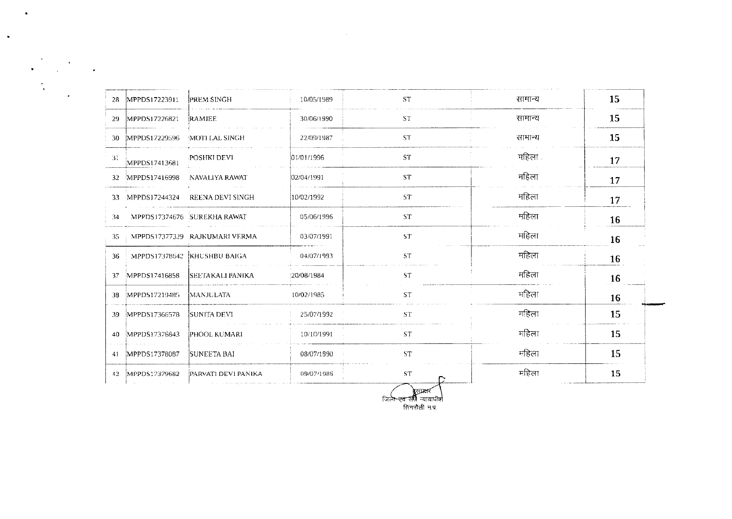| | | | | | | |
|---|---|---|---|---|---|---|
| 28 | MPPDS17223911 | PREM SINGH | 10/05/1989 | ST | सामान्य | 15 |
| 29 | MPPDS17226821 | RAMJEE | 30/06/1990 | ST | सामान्य | 15 |
| 30 | MPPDS17229596 | MOTI LAL SINGH | 22/09/1987 | ST | सामान्य | 15 |
| 31 | MPPDS17413681 | POSHKI DEVI | 01/01/1996 | ST | महिला | 17 |
| 32 | MPPDS17416998 | NAVALIYA RAWAT | 02/04/1991 | ST | महिला | 17 |
| 33 | MPPDS17244324 | REENA DEVI SINGH | 10/02/1992 | ST | महिला | 17 |
| 34 | MPPDS17374676 | SUREKHA RAWAT | 05/06/1996 | ST | महिला | 16 |
| 35 | MPPDS17377329 | RAJKUMARI VERMA | 03/07/1991 | ST | महिला | 16 |
| 36 | MPPDS17378642 | KHUSHBU BAIGA | 04/07/1993 | ST | महिला | 16 |
| 37 | MPPDS17416858 | SEETAKALI PANIKA | 20/08/1984 | ST | महिला | 16 |
| 38 | MPPDS17219485 | MANJULATA | 10/02/1985 | ST | महिला | 16 |
| 39 | MPPDS17366578 | SUNITA DEVI | 25/07/1992 | ST | महिला | 15 |
| 40 | MPPDS17376843 | PHOOL KUMARI | 10/10/1991 | ST | महिला | 15 |
| 41 | MPPDS17378087 | SUNEETA BAI | 08/07/1990 | ST | महिला | 15 |
| 42 | MPPDS17379682 | PARVATI DEVI PANIKA | 09/07/1986 | ST | महिला | 15 |

हस्ताक्षर
जिला एवं सत्र न्यायाधीश
सिंगरौली म.प्र.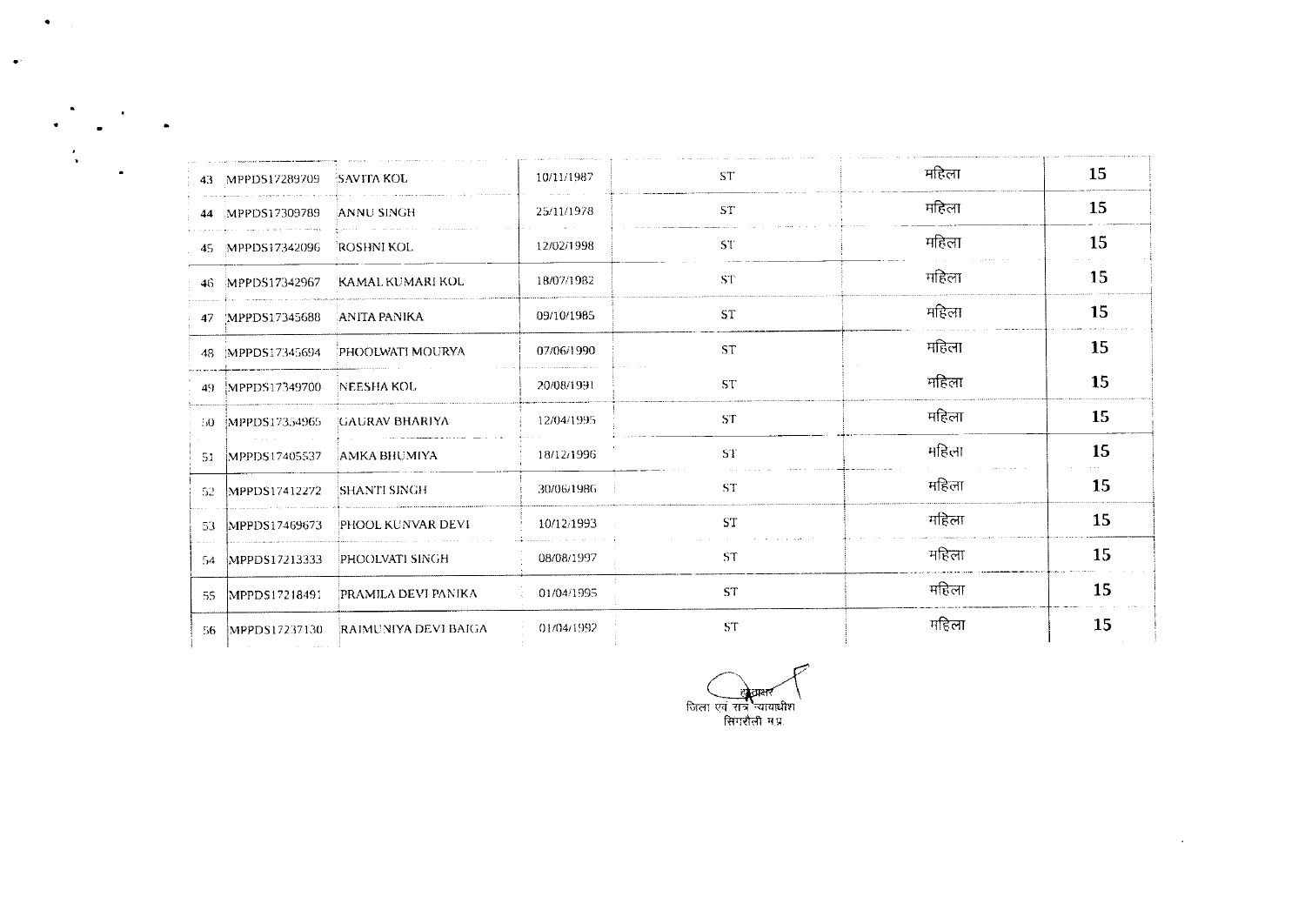| | | | | | | |
|---|---|---|---|---|---|---|
| 43 | MPPDS17289709 | SAVITA KOL | 10/11/1987 | ST | महिला | 15 |
| 44 | MPPDS17309789 | ANNU SINGH | 25/11/1978 | ST | महिला | 15 |
| 45 | MPPDS17342096 | ROSHNI KOL | 12/02/1998 | ST | महिला | 15 |
| 46 | MPPDS17342967 | KAMAL KUMARI KOL | 18/07/1982 | ST | महिला | 15 |
| 47 | MPPDS17345688 | ANITA PANIKA | 09/10/1985 | ST | महिला | 15 |
| 48 | MPPDS17345694 | PHOOLWATI MOURYA | 07/06/1990 | ST | महिला | 15 |
| 49 | MPPDS17349700 | NEESHA KOL | 20/08/1991 | ST | महिला | 15 |
| 50 | MPPDS17354965 | GAURAV BHARIYA | 12/04/1995 | ST | महिला | 15 |
| 51 | MPPDS17405537 | AMKA BHUMIYA | 18/12/1996 | ST | महिला | 15 |
| 52 | MPPDS17412272 | SHANTI SINGH | 30/06/1986 | ST | महिला | 15 |
| 53 | MPPDS17469673 | PHOOL KUNVAR DEVI | 10/12/1993 | ST | महिला | 15 |
| 54 | MPPDS17213333 | PHOOLVATI SINGH | 08/08/1997 | ST | महिला | 15 |
| 55 | MPPDS17218491 | PRAMILA DEVI PANIKA | 01/04/1995 | ST | महिला | 15 |
| 56 | MPPDS17237130 | RAJMUNIYA DEVI BAIGA | 01/04/1992 | ST | महिला | 15 |

हस्ताक्षर
जिला एवं सत्र न्यायाधीश
सिंगरौली म.प्र.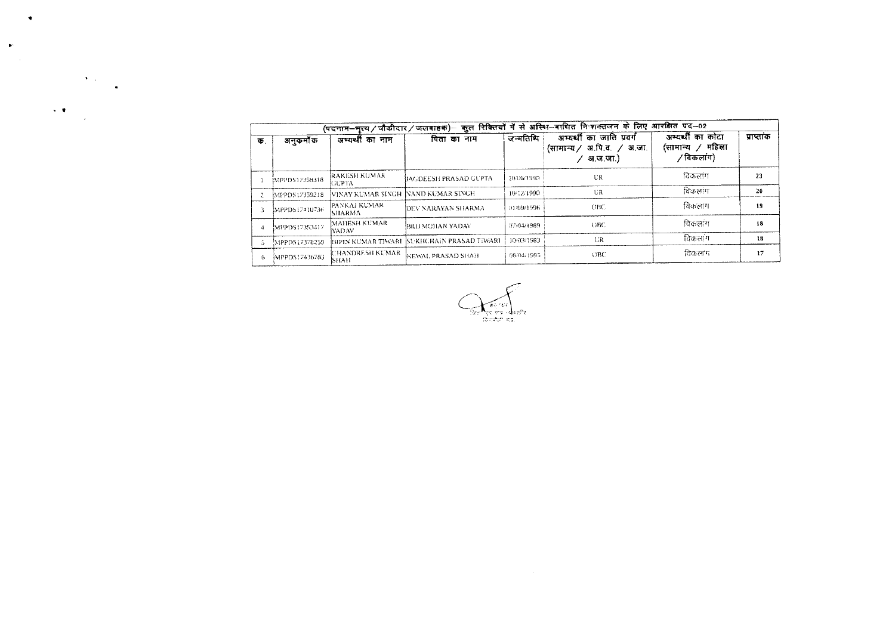| (पदनाम–भृत्य / चौकीदार / जलवाहक)– कुल रिक्तियों में से अस्थि–बाधित निःशक्तजन के लिए आरक्षित पद–02 | | | | | | | |
|---|---|---|---|---|---|---|---|
| क्र. | अनुक्रमांक | अभ्यर्थी का नाम | पिता का नाम | जन्मतिथि | अभ्यर्थी का जाति प्रवर्ग (सामान्य / अ.पि.व. / अ.जा. / अ.ज.जा.) | अभ्यर्थी का कोटा (सामान्य / महिला / विकलांग) | प्राप्तांक |
| 1 | MPPDS17358318 | RAKESH KUMAR GUPTA | JAGDEESH PRASAD GUPTA | 20/06/1990 | UR | विकलांग | 23 |
| 2 | MPPDS17359218 | VINAY KUMAR SINGH | NAND KUMAR SINGH | 10/12/1990 | UR | विकलांग | 20 |
| 3 | MPPDS17410736 | PANKAJ KUMAR SHARMA | DEV NARAYAN SHARMA | 01/09/1996 | OBC | विकलांग | 19 |
| 4 | MPPDS17353417 | MAHESH KUMAR YADAV | BRIJ MOHAN YADAV | 07/04/1989 | OBC | विकलांग | 18 |
| 5 | MPPDS17378259 | BIPIN KUMAR TIWARI | SUKHCHAIN PRASAD TIWARI | 10/03/1983 | UR | विकलांग | 18 |
| 6 | MPPDS17436783 | CHANDRESH KUMAR SHAH | KEWAL PRASAD SHAH | 08/04/1995 | OBC | विकलांग | 17 |

हस्ताक्षर
जिला एवं सत्र न्यायाधीश
सिंगरौली म.प्र.